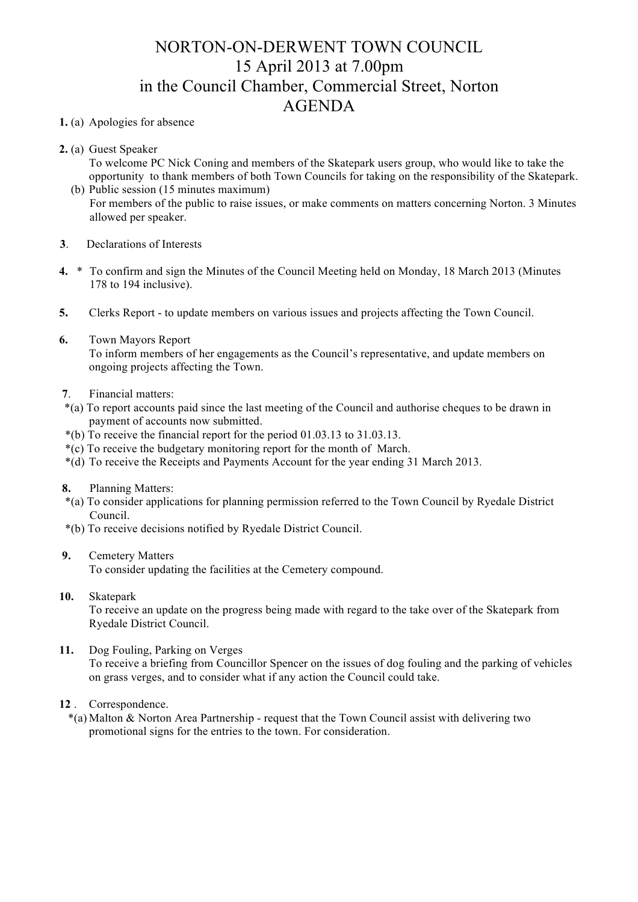# NORTON-ON-DERWENT TOWN COUNCIL

## 15 April 2013 at 7.00pm

## in the Council Chamber, Commercial Street, Norton

## AGENDA

**1.** (a) Apologies for absence

**2.** (a) Guest Speaker
To welcome PC Nick Coning and members of the Skatepark users group, who would like to take the opportunity to thank members of both Town Councils for taking on the responsibility of the Skatepark.
(b) Public session (15 minutes maximum)
For members of the public to raise issues, or make comments on matters concerning Norton. 3 Minutes allowed per speaker.

**3**. Declarations of Interests

**4.** * To confirm and sign the Minutes of the Council Meeting held on Monday, 18 March 2013 (Minutes 178 to 194 inclusive).

**5.** Clerks Report - to update members on various issues and projects affecting the Town Council.

**6.** Town Mayors Report
To inform members of her engagements as the Council's representative, and update members on ongoing projects affecting the Town.

**7**. Financial matters:
*(a) To report accounts paid since the last meeting of the Council and authorise cheques to be drawn in payment of accounts now submitted.
*(b) To receive the financial report for the period 01.03.13 to 31.03.13.
*(c) To receive the budgetary monitoring report for the month of March.
*(d) To receive the Receipts and Payments Account for the year ending 31 March 2013.

**8.** Planning Matters:
*(a) To consider applications for planning permission referred to the Town Council by Ryedale District Council.
*(b) To receive decisions notified by Ryedale District Council.

**9.** Cemetery Matters
To consider updating the facilities at the Cemetery compound.

**10.** Skatepark
To receive an update on the progress being made with regard to the take over of the Skatepark from Ryedale District Council.

**11.** Dog Fouling, Parking on Verges
To receive a briefing from Councillor Spencer on the issues of dog fouling and the parking of vehicles on grass verges, and to consider what if any action the Council could take.

**12** . Correspondence.
*(a) Malton & Norton Area Partnership - request that the Town Council assist with delivering two promotional signs for the entries to the town. For consideration.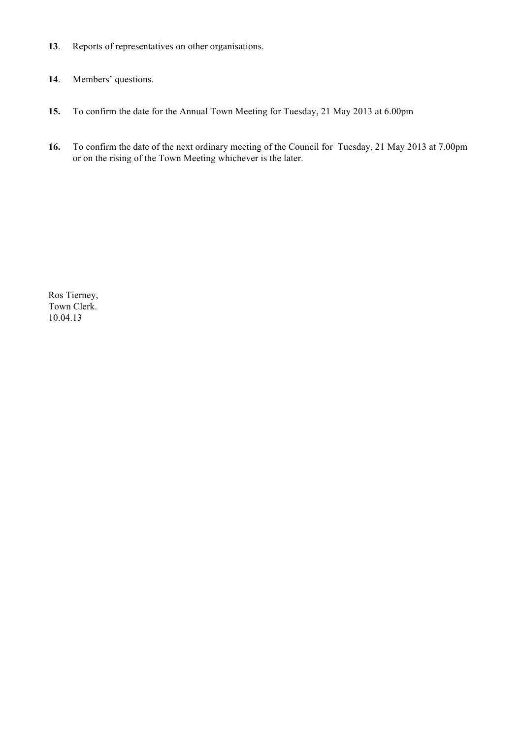**13**. Reports of representatives on other organisations.

**14**. Members' questions.

**15.** To confirm the date for the Annual Town Meeting for Tuesday, 21 May 2013 at 6.00pm

**16.** To confirm the date of the next ordinary meeting of the Council for Tuesday, 21 May 2013 at 7.00pm or on the rising of the Town Meeting whichever is the later.

Ros Tierney,
Town Clerk.
10.04.13